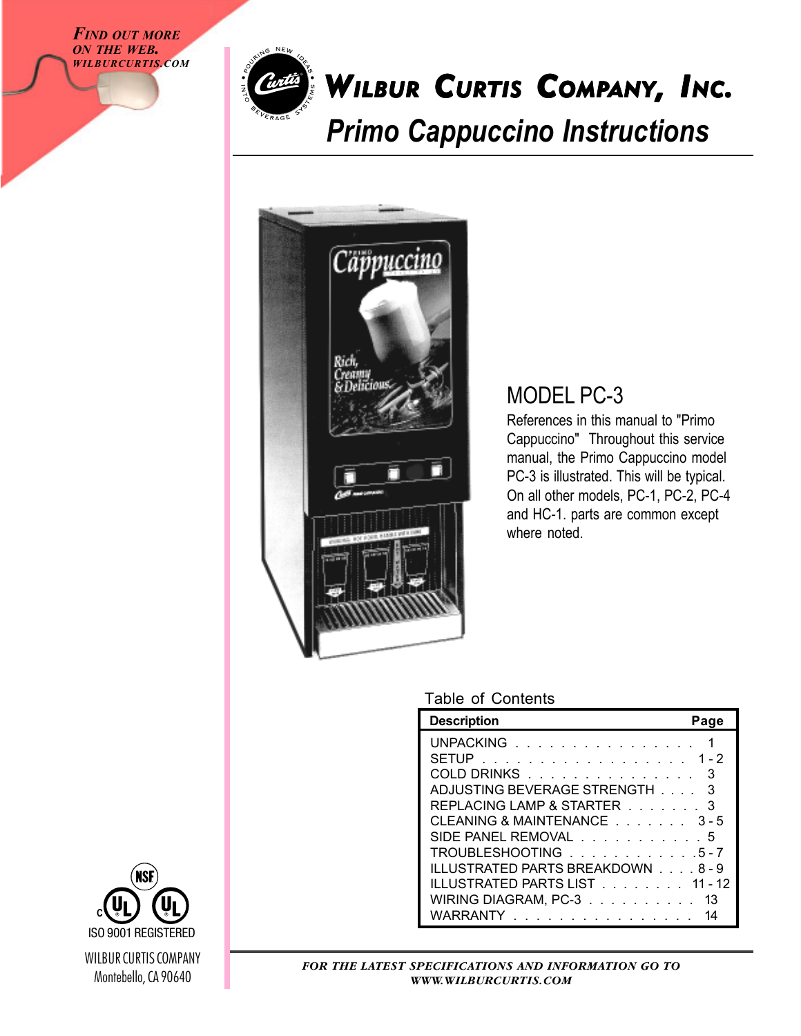*FIND OUT MORE ON THE WEB. WILBURCURTIS.COM*

# WILBUR CURTIS COMPANY, INC.

## *Primo Cappuccino Instructions*

## MODEL PC-3

References in this manual to "Primo Cappuccino" Throughout this service manual, the Primo Cappuccino model PC-3 is illustrated. This will be typical. On all other models, PC-1, PC-2, PC-4 and HC-1. parts are common except where noted.

Table of Contents

| Description | Page |
|---|---|
| UNPACKING | 1 |
| SETUP | 1 - 2 |
| COLD DRINKS | 3 |
| ADJUSTING BEVERAGE STRENGTH | 3 |
| REPLACING LAMP & STARTER | 3 |
| CLEANING & MAINTENANCE | 3 - 5 |
| SIDE PANEL REMOVAL | 5 |
| TROUBLESHOOTING | 5 - 7 |
| ILLUSTRATED PARTS BREAKDOWN | 8 - 9 |
| ILLUSTRATED PARTS LIST | 11 - 12 |
| WIRING DIAGRAM, PC-3 | 13 |
| WARRANTY | 14 |

ISO 9001 REGISTERED

WILBUR CURTIS COMPANY
Montebello, CA 90640

***FOR THE LATEST SPECIFICATIONS AND INFORMATION GO TO WWW.WILBURCURTIS.COM***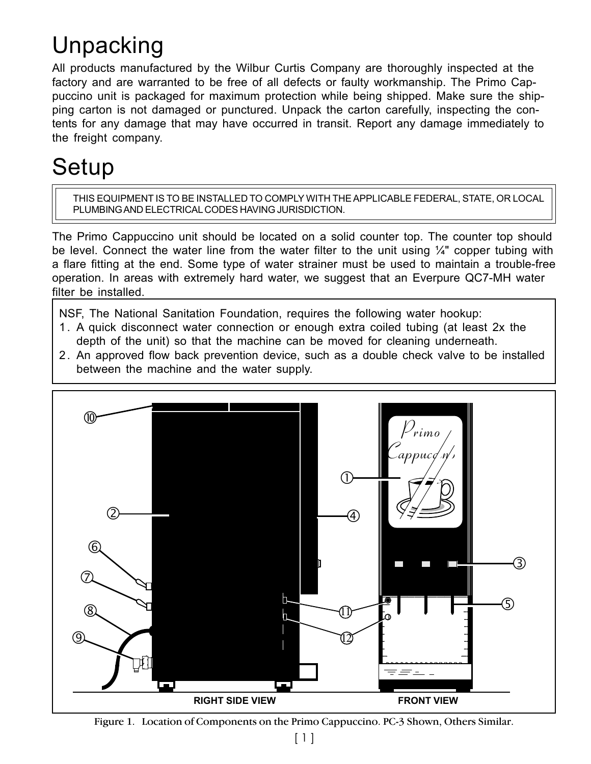# Unpacking

All products manufactured by the Wilbur Curtis Company are thoroughly inspected at the factory and are warranted to be free of all defects or faulty workmanship. The Primo Cappuccino unit is packaged for maximum protection while being shipped. Make sure the shipping carton is not damaged or punctured. Unpack the carton carefully, inspecting the contents for any damage that may have occurred in transit. Report any damage immediately to the freight company.

# Setup

THIS EQUIPMENT IS TO BE INSTALLED TO COMPLY WITH THE APPLICABLE FEDERAL, STATE, OR LOCAL PLUMBING AND ELECTRICAL CODES HAVING JURISDICTION.

The Primo Cappuccino unit should be located on a solid counter top. The counter top should be level. Connect the water line from the water filter to the unit using ¼" copper tubing with a flare fitting at the end. Some type of water strainer must be used to maintain a trouble-free operation. In areas with extremely hard water, we suggest that an Everpure QC7-MH water filter be installed.

NSF, The National Sanitation Foundation, requires the following water hookup:

1. A quick disconnect water connection or enough extra coiled tubing (at least 2x the depth of the unit) so that the machine can be moved for cleaning underneath.
2. An approved flow back prevention device, such as a double check valve to be installed between the machine and the water supply.

RIGHT SIDE VIEW    FRONT VIEW

Figure 1. Location of Components on the Primo Cappuccino. PC-3 Shown, Others Similar.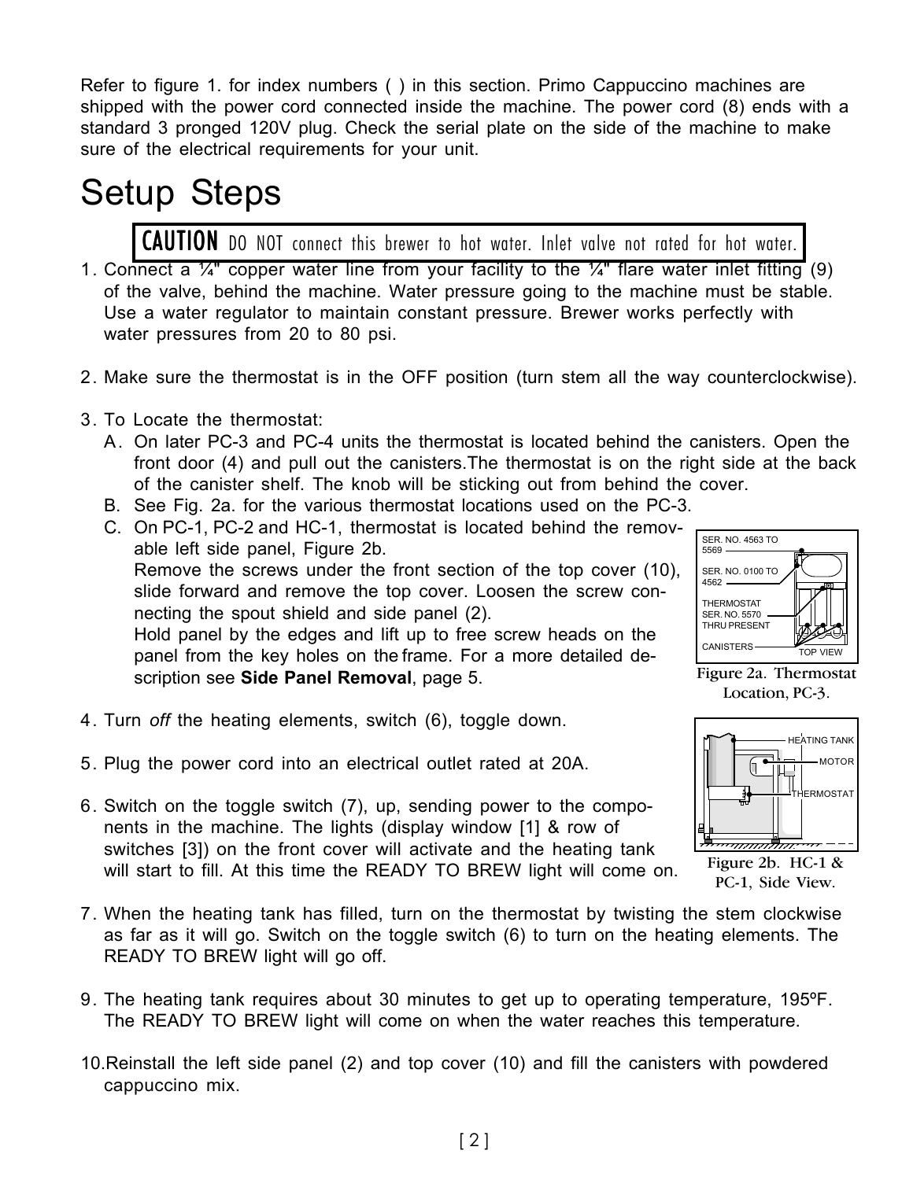Refer to figure 1. for index numbers ( ) in this section. Primo Cappuccino machines are shipped with the power cord connected inside the machine. The power cord (8) ends with a standard 3 pronged 120V plug. Check the serial plate on the side of the machine to make sure of the electrical requirements for your unit.

# Setup Steps

**CAUTION** DO NOT connect this brewer to hot water. Inlet valve not rated for hot water.

1. Connect a ¼" copper water line from your facility to the ¼" flare water inlet fitting (9) of the valve, behind the machine. Water pressure going to the machine must be stable. Use a water regulator to maintain constant pressure. Brewer works perfectly with water pressures from 20 to 80 psi.

2. Make sure the thermostat is in the OFF position (turn stem all the way counterclockwise).

3. To Locate the thermostat:
   A. On later PC-3 and PC-4 units the thermostat is located behind the canisters. Open the front door (4) and pull out the canisters.The thermostat is on the right side at the back of the canister shelf. The knob will be sticking out from behind the cover.
   B. See Fig. 2a. for the various thermostat locations used on the PC-3.
   C. On PC-1, PC-2 and HC-1, thermostat is located behind the removable left side panel, Figure 2b.
   Remove the screws under the front section of the top cover (10), slide forward and remove the top cover. Loosen the screw connecting the spout shield and side panel (2).
   Hold panel by the edges and lift up to free screw heads on the panel from the key holes on the frame. For a more detailed description see **Side Panel Removal**, page 5.

SER. NO. 4563 TO 5569
SER. NO. 0100 TO 4562
THERMOSTAT SER. NO. 5570 THRU PRESENT
CANISTERS
TOP VIEW

Figure 2a. Thermostat Location, PC-3.

4. Turn *off* the heating elements, switch (6), toggle down.

5. Plug the power cord into an electrical outlet rated at 20A.

6. Switch on the toggle switch (7), up, sending power to the components in the machine. The lights (display window [1] & row of switches [3]) on the front cover will activate and the heating tank will start to fill. At this time the READY TO BREW light will come on.

HEATING TANK
MOTOR
THERMOSTAT

Figure 2b. HC-1 & PC-1, Side View.

7. When the heating tank has filled, turn on the thermostat by twisting the stem clockwise as far as it will go. Switch on the toggle switch (6) to turn on the heating elements. The READY TO BREW light will go off.

9. The heating tank requires about 30 minutes to get up to operating temperature, 195ºF. The READY TO BREW light will come on when the water reaches this temperature.

10. Reinstall the left side panel (2) and top cover (10) and fill the canisters with powdered cappuccino mix.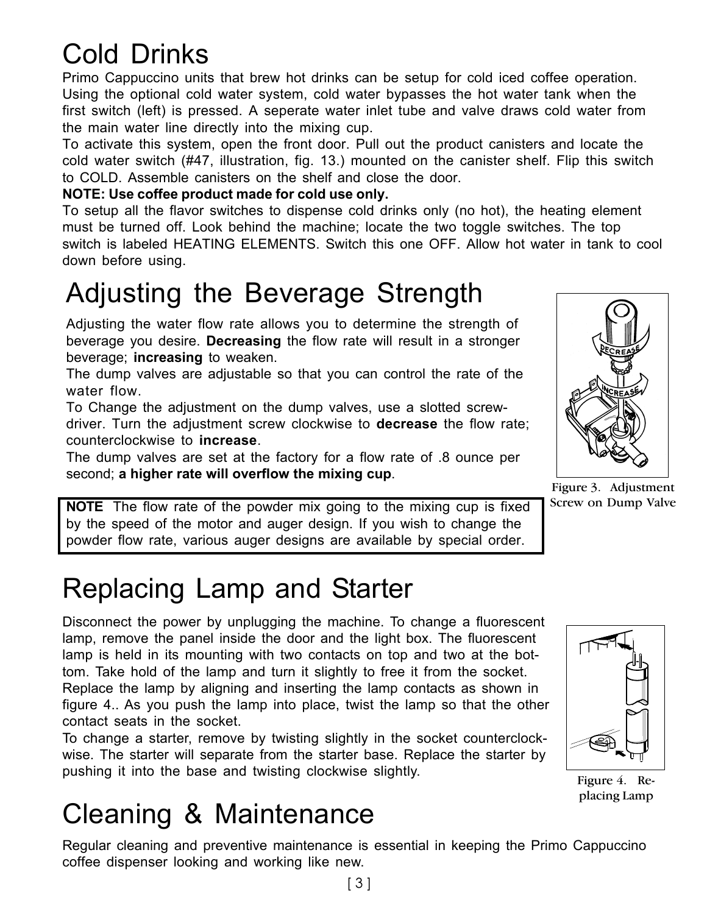# Cold Drinks

Primo Cappuccino units that brew hot drinks can be setup for cold iced coffee operation. Using the optional cold water system, cold water bypasses the hot water tank when the first switch (left) is pressed. A seperate water inlet tube and valve draws cold water from the main water line directly into the mixing cup.

To activate this system, open the front door. Pull out the product canisters and locate the cold water switch (#47, illustration, fig. 13.) mounted on the canister shelf. Flip this switch to COLD. Assemble canisters on the shelf and close the door.

**NOTE: Use coffee product made for cold use only.**

To setup all the flavor switches to dispense cold drinks only (no hot), the heating element must be turned off. Look behind the machine; locate the two toggle switches. The top switch is labeled HEATING ELEMENTS. Switch this one OFF. Allow hot water in tank to cool down before using.

# Adjusting the Beverage Strength

Adjusting the water flow rate allows you to determine the strength of beverage you desire. **Decreasing** the flow rate will result in a stronger beverage; **increasing** to weaken.

The dump valves are adjustable so that you can control the rate of the water flow.

To Change the adjustment on the dump valves, use a slotted screw-driver. Turn the adjustment screw clockwise to **decrease** the flow rate; counterclockwise to **increase**.

The dump valves are set at the factory for a flow rate of .8 ounce per second; **a higher rate will overflow the mixing cup**.

Figure 3. Adjustment Screw on Dump Valve

**NOTE** The flow rate of the powder mix going to the mixing cup is fixed by the speed of the motor and auger design. If you wish to change the powder flow rate, various auger designs are available by special order.

# Replacing Lamp and Starter

Disconnect the power by unplugging the machine. To change a fluorescent lamp, remove the panel inside the door and the light box. The fluorescent lamp is held in its mounting with two contacts on top and two at the bottom. Take hold of the lamp and turn it slightly to free it from the socket. Replace the lamp by aligning and inserting the lamp contacts as shown in figure 4.. As you push the lamp into place, twist the lamp so that the other contact seats in the socket.

To change a starter, remove by twisting slightly in the socket counterclockwise. The starter will separate from the starter base. Replace the starter by pushing it into the base and twisting clockwise slightly.

Figure 4. Replacing Lamp

# Cleaning & Maintenance

Regular cleaning and preventive maintenance is essential in keeping the Primo Cappuccino coffee dispenser looking and working like new.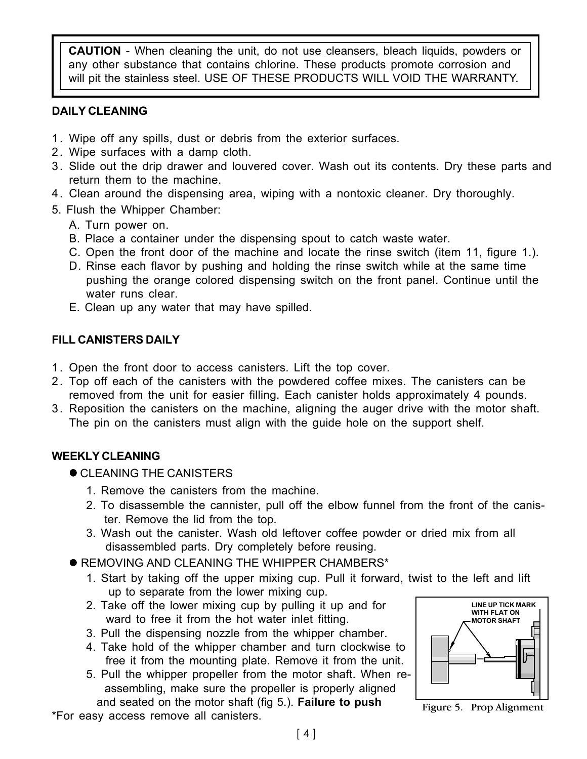**CAUTION** - When cleaning the unit, do not use cleansers, bleach liquids, powders or any other substance that contains chlorine. These products promote corrosion and will pit the stainless steel. USE OF THESE PRODUCTS WILL VOID THE WARRANTY.

**DAILY CLEANING**

1. Wipe off any spills, dust or debris from the exterior surfaces.
2. Wipe surfaces with a damp cloth.
3. Slide out the drip drawer and louvered cover. Wash out its contents. Dry these parts and return them to the machine.
4. Clean around the dispensing area, wiping with a nontoxic cleaner. Dry thoroughly.
5. Flush the Whipper Chamber:
   - A. Turn power on.
   - B. Place a container under the dispensing spout to catch waste water.
   - C. Open the front door of the machine and locate the rinse switch (item 11, figure 1.).
   - D. Rinse each flavor by pushing and holding the rinse switch while at the same time pushing the orange colored dispensing switch on the front panel. Continue until the water runs clear.
   - E. Clean up any water that may have spilled.

**FILL CANISTERS DAILY**

1. Open the front door to access canisters. Lift the top cover.
2. Top off each of the canisters with the powdered coffee mixes. The canisters can be removed from the unit for easier filling. Each canister holds approximately 4 pounds.
3. Reposition the canisters on the machine, aligning the auger drive with the motor shaft. The pin on the canisters must align with the guide hole on the support shelf.

**WEEKLY CLEANING**

- CLEANING THE CANISTERS
  1. Remove the canisters from the machine.
  2. To disassemble the cannister, pull off the elbow funnel from the front of the canister. Remove the lid from the top.
  3. Wash out the canister. Wash old leftover coffee powder or dried mix from all disassembled parts. Dry completely before reusing.
- REMOVING AND CLEANING THE WHIPPER CHAMBERS*
  1. Start by taking off the upper mixing cup. Pull it forward, twist to the left and lift up to separate from the lower mixing cup.
  2. Take off the lower mixing cup by pulling it up and forward to free it from the hot water inlet fitting.
  3. Pull the dispensing nozzle from the whipper chamber.
  4. Take hold of the whipper chamber and turn clockwise to free it from the mounting plate. Remove it from the unit.
  5. Pull the whipper propeller from the motor shaft. When re-assembling, make sure the propeller is properly aligned and seated on the motor shaft (fig 5.). **Failure to push**

LINE UP TICK MARK WITH FLAT ON MOTOR SHAFT

Figure 5. Prop Alignment

*For easy access remove all canisters.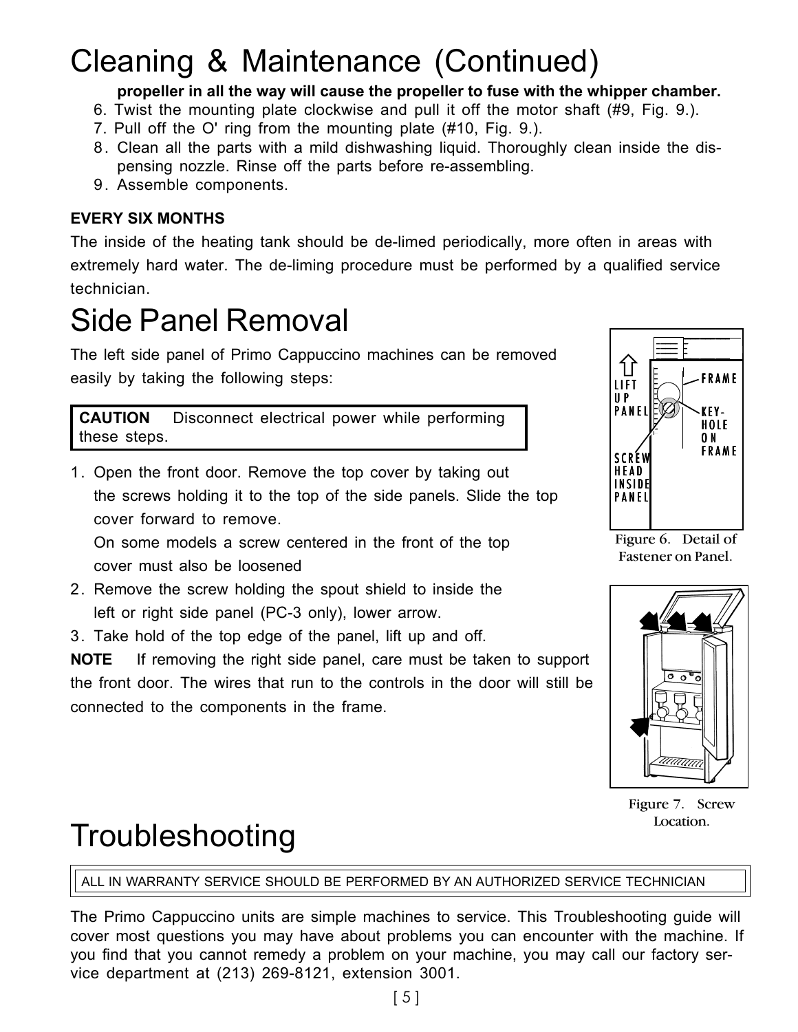# Cleaning & Maintenance (Continued)

**propeller in all the way will cause the propeller to fuse with the whipper chamber.**

6. Twist the mounting plate clockwise and pull it off the motor shaft (#9, Fig. 9.).
7. Pull off the O' ring from the mounting plate (#10, Fig. 9.).
8. Clean all the parts with a mild dishwashing liquid. Thoroughly clean inside the dispensing nozzle. Rinse off the parts before re-assembling.
9. Assemble components.

**EVERY SIX MONTHS**

The inside of the heating tank should be de-limed periodically, more often in areas with extremely hard water. The de-liming procedure must be performed by a qualified service technician.

# Side Panel Removal

The left side panel of Primo Cappuccino machines can be removed easily by taking the following steps:

**CAUTION** Disconnect electrical power while performing these steps.

1. Open the front door. Remove the top cover by taking out the screws holding it to the top of the side panels. Slide the top cover forward to remove.
   On some models a screw centered in the front of the top cover must also be loosened
2. Remove the screw holding the spout shield to inside the left or right side panel (PC-3 only), lower arrow.
3. Take hold of the top edge of the panel, lift up and off.

**NOTE** If removing the right side panel, care must be taken to support the front door. The wires that run to the controls in the door will still be connected to the components in the frame.

LIFT UP PANEL — FRAME — KEY-HOLE ON FRAME — SCREW HEAD INSIDE PANEL

Figure 6. Detail of Fastener on Panel.

Figure 7. Screw Location.

# Troubleshooting

ALL IN WARRANTY SERVICE SHOULD BE PERFORMED BY AN AUTHORIZED SERVICE TECHNICIAN

The Primo Cappuccino units are simple machines to service. This Troubleshooting guide will cover most questions you may have about problems you can encounter with the machine. If you find that you cannot remedy a problem on your machine, you may call our factory service department at (213) 269-8121, extension 3001.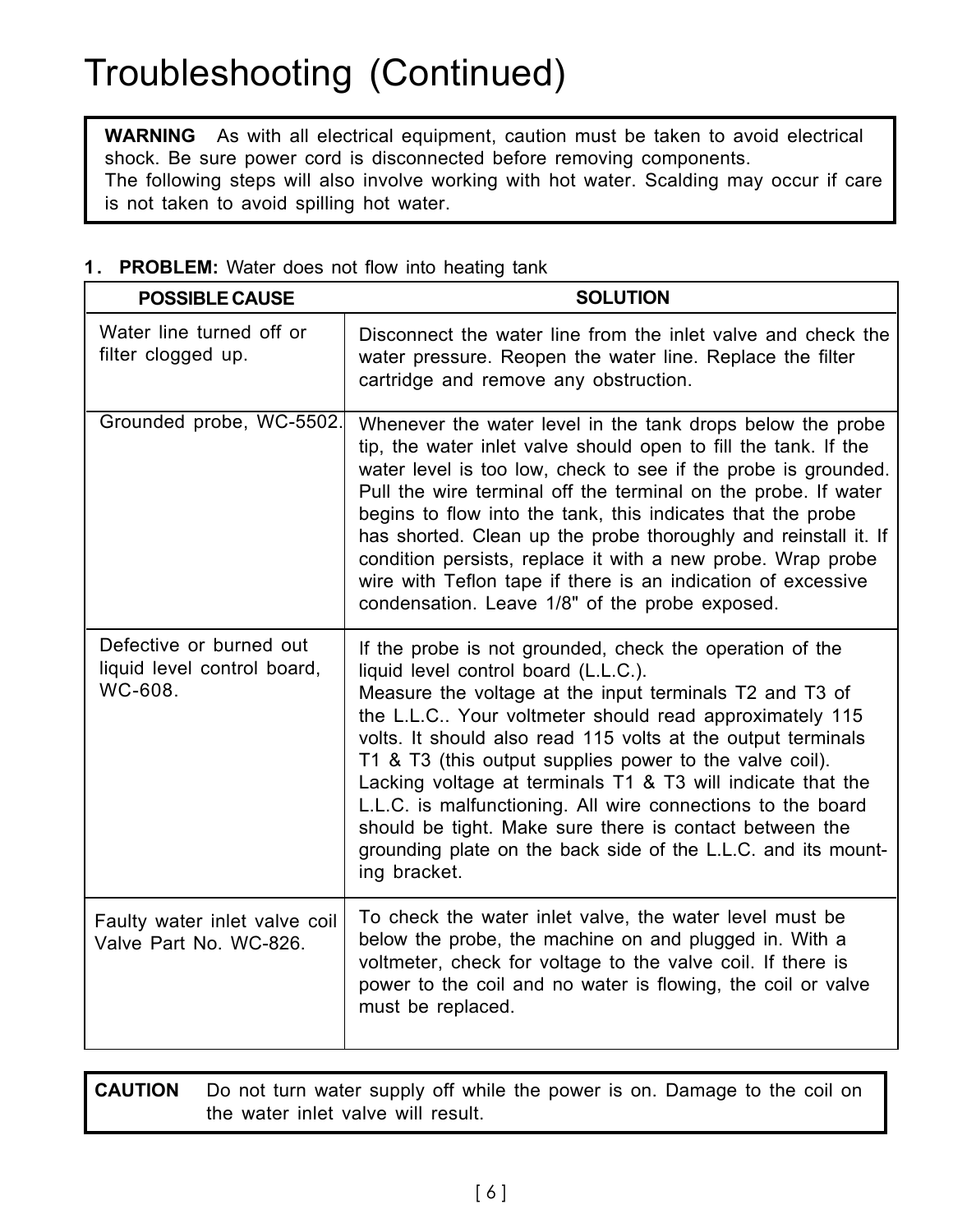# Troubleshooting (Continued)

> **WARNING** As with all electrical equipment, caution must be taken to avoid electrical shock. Be sure power cord is disconnected before removing components.
> The following steps will also involve working with hot water. Scalding may occur if care is not taken to avoid spilling hot water.

**1. PROBLEM:** Water does not flow into heating tank

| POSSIBLE CAUSE | SOLUTION |
|---|---|
| Water line turned off or filter clogged up. | Disconnect the water line from the inlet valve and check the water pressure. Reopen the water line. Replace the filter cartridge and remove any obstruction. |
| Grounded probe, WC-5502. | Whenever the water level in the tank drops below the probe tip, the water inlet valve should open to fill the tank. If the water level is too low, check to see if the probe is grounded. Pull the wire terminal off the terminal on the probe. If water begins to flow into the tank, this indicates that the probe has shorted. Clean up the probe thoroughly and reinstall it. If condition persists, replace it with a new probe. Wrap probe wire with Teflon tape if there is an indication of excessive condensation. Leave 1/8" of the probe exposed. |
| Defective or burned out liquid level control board, WC-608. | If the probe is not grounded, check the operation of the liquid level control board (L.L.C.). Measure the voltage at the input terminals T2 and T3 of the L.L.C.. Your voltmeter should read approximately 115 volts. It should also read 115 volts at the output terminals T1 & T3 (this output supplies power to the valve coil). Lacking voltage at terminals T1 & T3 will indicate that the L.L.C. is malfunctioning. All wire connections to the board should be tight. Make sure there is contact between the grounding plate on the back side of the L.L.C. and its mounting bracket. |
| Faulty water inlet valve coil Valve Part No. WC-826. | To check the water inlet valve, the water level must be below the probe, the machine on and plugged in. With a voltmeter, check for voltage to the valve coil. If there is power to the coil and no water is flowing, the coil or valve must be replaced. |

> **CAUTION** Do not turn water supply off while the power is on. Damage to the coil on the water inlet valve will result.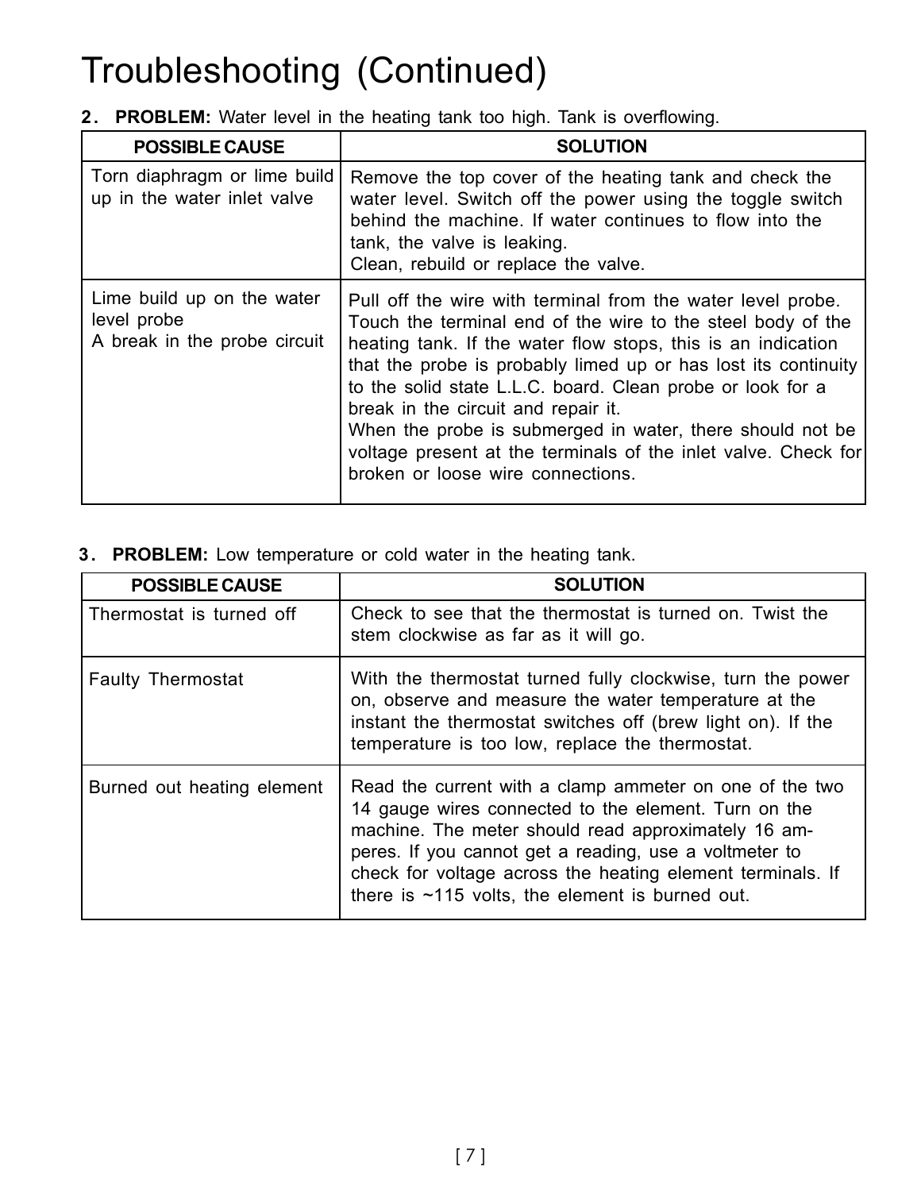# Troubleshooting (Continued)

**2. PROBLEM:** Water level in the heating tank too high. Tank is overflowing.

| POSSIBLE CAUSE | SOLUTION |
|---|---|
| Torn diaphragm or lime build up in the water inlet valve | Remove the top cover of the heating tank and check the water level. Switch off the power using the toggle switch behind the machine. If water continues to flow into the tank, the valve is leaking.<br>Clean, rebuild or replace the valve. |
| Lime build up on the water level probe<br>A break in the probe circuit | Pull off the wire with terminal from the water level probe. Touch the terminal end of the wire to the steel body of the heating tank. If the water flow stops, this is an indication that the probe is probably limed up or has lost its continuity to the solid state L.L.C. board. Clean probe or look for a break in the circuit and repair it.<br>When the probe is submerged in water, there should not be voltage present at the terminals of the inlet valve. Check for broken or loose wire connections. |

**3. PROBLEM:** Low temperature or cold water in the heating tank.

| POSSIBLE CAUSE | SOLUTION |
|---|---|
| Thermostat is turned off | Check to see that the thermostat is turned on. Twist the stem clockwise as far as it will go. |
| Faulty Thermostat | With the thermostat turned fully clockwise, turn the power on, observe and measure the water temperature at the instant the thermostat switches off (brew light on). If the temperature is too low, replace the thermostat. |
| Burned out heating element | Read the current with a clamp ammeter on one of the two 14 gauge wires connected to the element. Turn on the machine. The meter should read approximately 16 amperes. If you cannot get a reading, use a voltmeter to check for voltage across the heating element terminals. If there is ~115 volts, the element is burned out. |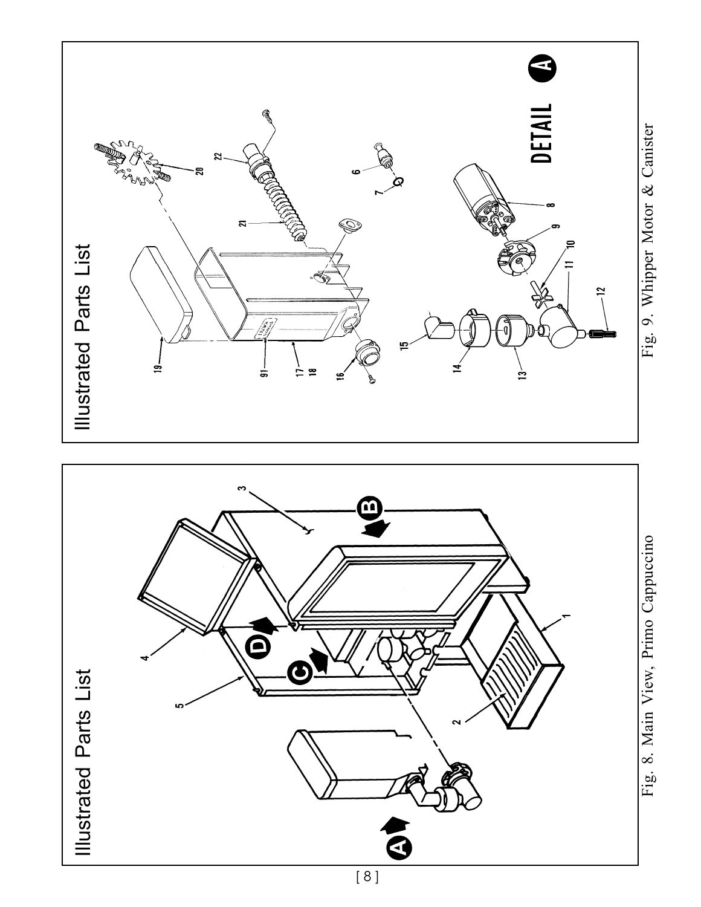## Illustrated Parts List

Fig. 8. Main View, Primo Cappuccino

## Illustrated Parts List

Fig. 9. Whipper Motor & Canister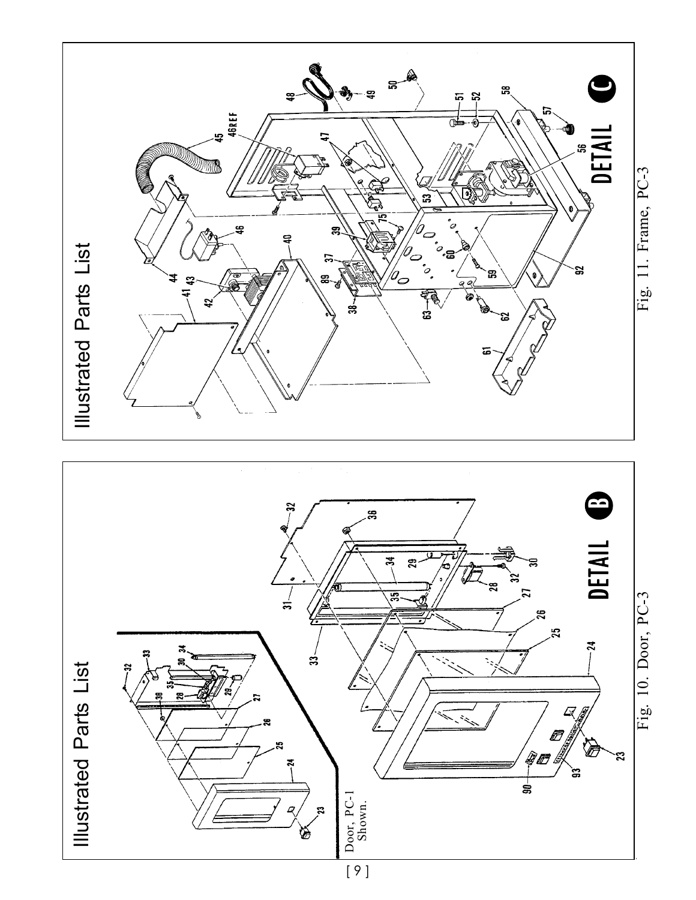# Illustrated Parts List

Door, PC-1 Shown.

DETAIL B

Fig. 10. Door, PC-3

# Illustrated Parts List

DETAIL C

Fig. 11. Frame, PC-3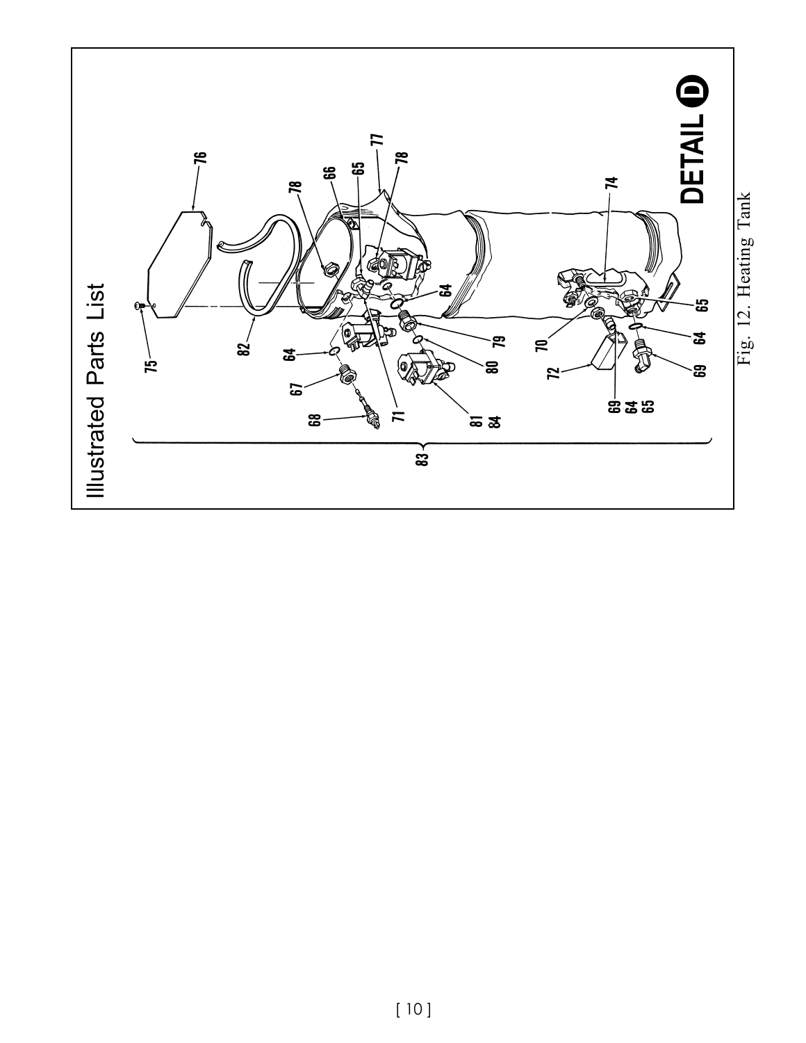# Illustrated Parts List

DETAIL D

75 76 82 78 66 65 77 78 64 64 67 68 71 79 80 81 84 70 74 72 69 64 65 65 64 69 83

Fig. 12. Heating Tank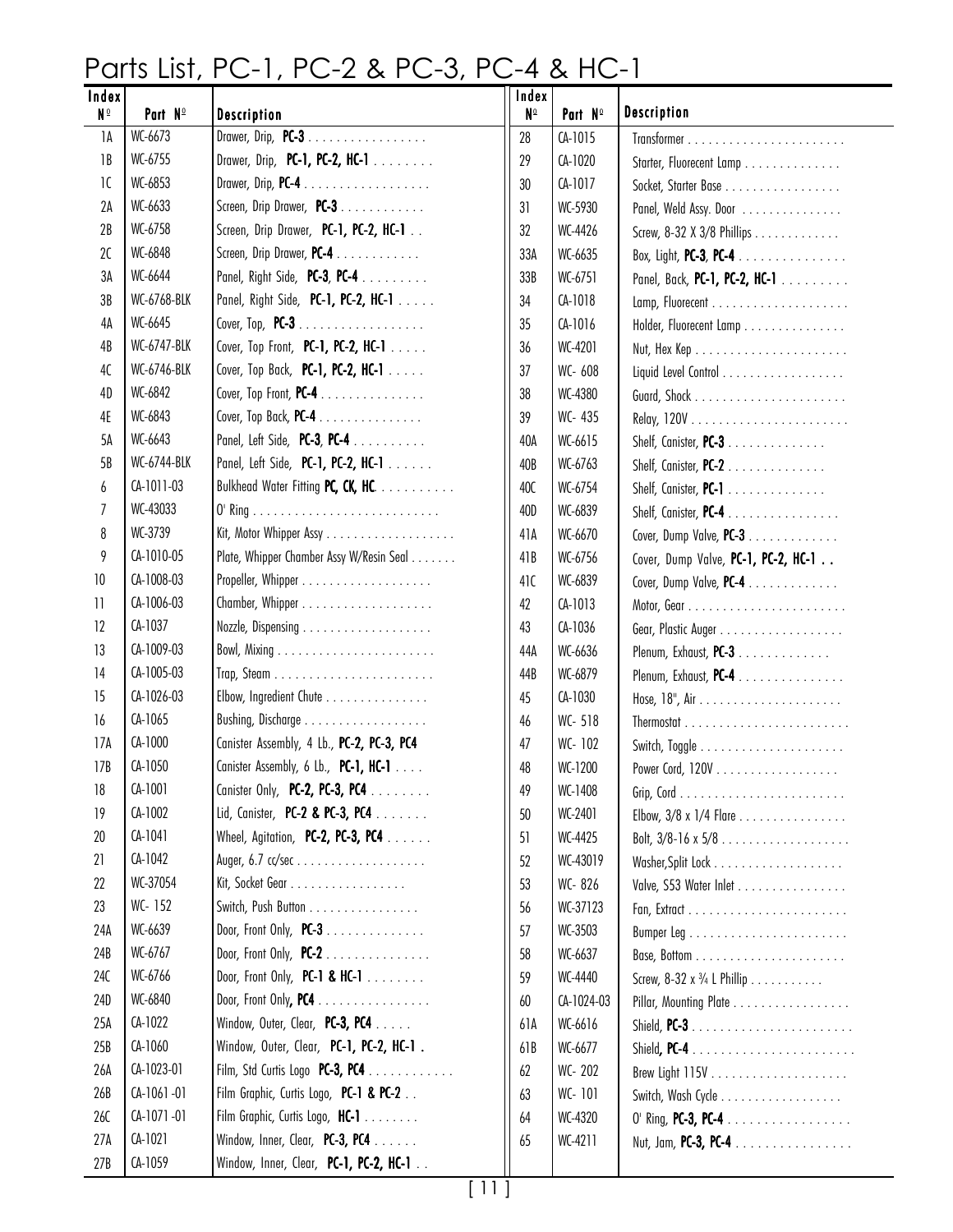# Parts List, PC-1, PC-2 & PC-3, PC-4 & HC-1

| Index Nº | Part Nº | Description |
|---|---|---|
| 1A | WC-6673 | Drawer, Drip, **PC-3** |
| 1B | WC-6755 | Drawer, Drip, **PC-1, PC-2, HC-1** |
| 1C | WC-6853 | Drawer, Drip, **PC-4** |
| 2A | WC-6633 | Screen, Drip Drawer, **PC-3** |
| 2B | WC-6758 | Screen, Drip Drawer, **PC-1, PC-2, HC-1** |
| 2C | WC-6848 | Screen, Drip Drawer, **PC-4** |
| 3A | WC-6644 | Panel, Right Side, **PC-3**, **PC-4** |
| 3B | WC-6768-BLK | Panel, Right Side, **PC-1, PC-2, HC-1** |
| 4A | WC-6645 | Cover, Top, **PC-3** |
| 4B | WC-6747-BLK | Cover, Top Front, **PC-1, PC-2, HC-1** |
| 4C | WC-6746-BLK | Cover, Top Back, **PC-1, PC-2, HC-1** |
| 4D | WC-6842 | Cover, Top Front, **PC-4** |
| 4E | WC-6843 | Cover, Top Back, **PC-4** |
| 5A | WC-6643 | Panel, Left Side, **PC-3**, **PC-4** |
| 5B | WC-6744-BLK | Panel, Left Side, **PC-1, PC-2, HC-1** |
| 6 | CA-1011-03 | Bulkhead Water Fitting **PC, CK, HC** |
| 7 | WC-43033 | O' Ring |
| 8 | WC-3739 | Kit, Motor Whipper Assy |
| 9 | CA-1010-05 | Plate, Whipper Chamber Assy W/Resin Seal |
| 10 | CA-1008-03 | Propeller, Whipper |
| 11 | CA-1006-03 | Chamber, Whipper |
| 12 | CA-1037 | Nozzle, Dispensing |
| 13 | CA-1009-03 | Bowl, Mixing |
| 14 | CA-1005-03 | Trap, Steam |
| 15 | CA-1026-03 | Elbow, Ingredient Chute |
| 16 | CA-1065 | Bushing, Discharge |
| 17A | CA-1000 | Canister Assembly, 4 Lb., **PC-2, PC-3, PC4** |
| 17B | CA-1050 | Canister Assembly, 6 Lb., **PC-1, HC-1** |
| 18 | CA-1001 | Canister Only, **PC-2, PC-3, PC4** |
| 19 | CA-1002 | Lid, Canister, **PC-2 & PC-3, PC4** |
| 20 | CA-1041 | Wheel, Agitation, **PC-2, PC-3, PC4** |
| 21 | CA-1042 | Auger, 6.7 cc/sec |
| 22 | WC-37054 | Kit, Socket Gear |
| 23 | WC- 152 | Switch, Push Button |
| 24A | WC-6639 | Door, Front Only, **PC-3** |
| 24B | WC-6767 | Door, Front Only, **PC-2** |
| 24C | WC-6766 | Door, Front Only, **PC-1 & HC-1** |
| 24D | WC-6840 | Door, Front Only, **PC4** |
| 25A | CA-1022 | Window, Outer, Clear, **PC-3, PC4** |
| 25B | CA-1060 | Window, Outer, Clear, **PC-1, PC-2, HC-1** |
| 26A | CA-1023-01 | Film, Std Curtis Logo **PC-3, PC4** |
| 26B | CA-1061-01 | Film Graphic, Curtis Logo, **PC-1 & PC-2** |
| 26C | CA-1071-01 | Film Graphic, Curtis Logo, **HC-1** |
| 27A | CA-1021 | Window, Inner, Clear, **PC-3, PC4** |
| 27B | CA-1059 | Window, Inner, Clear, **PC-1, PC-2, HC-1** |
| 28 | CA-1015 | Transformer |
| 29 | CA-1020 | Starter, Fluorecent Lamp |
| 30 | CA-1017 | Socket, Starter Base |
| 31 | WC-5930 | Panel, Weld Assy. Door |
| 32 | WC-4426 | Screw, 8-32 X 3/8 Phillips |
| 33A | WC-6635 | Box, Light, **PC-3**, **PC-4** |
| 33B | WC-6751 | Panel, Back, **PC-1, PC-2, HC-1** |
| 34 | CA-1018 | Lamp, Fluorecent |
| 35 | CA-1016 | Holder, Fluorecent Lamp |
| 36 | WC-4201 | Nut, Hex Kep |
| 37 | WC- 608 | Liquid Level Control |
| 38 | WC-4380 | Guard, Shock |
| 39 | WC- 435 | Relay, 120V |
| 40A | WC-6615 | Shelf, Canister, **PC-3** |
| 40B | WC-6763 | Shelf, Canister, **PC-2** |
| 40C | WC-6754 | Shelf, Canister, **PC-1** |
| 40D | WC-6839 | Shelf, Canister, **PC-4** |
| 41A | WC-6670 | Cover, Dump Valve, **PC-3** |
| 41B | WC-6756 | Cover, Dump Valve, **PC-1, PC-2, HC-1** |
| 41C | WC-6839 | Cover, Dump Valve, **PC-4** |
| 42 | CA-1013 | Motor, Gear |
| 43 | CA-1036 | Gear, Plastic Auger |
| 44A | WC-6636 | Plenum, Exhaust, **PC-3** |
| 44B | WC-6879 | Plenum, Exhaust, **PC-4** |
| 45 | CA-1030 | Hose, 18", Air |
| 46 | WC- 518 | Thermostat |
| 47 | WC- 102 | Switch, Toggle |
| 48 | WC-1200 | Power Cord, 120V |
| 49 | WC-1408 | Grip, Cord |
| 50 | WC-2401 | Elbow, 3/8 x 1/4 Flare |
| 51 | WC-4425 | Bolt, 3/8-16 x 5/8 |
| 52 | WC-43019 | Washer,Split Lock |
| 53 | WC- 826 | Valve, S53 Water Inlet |
| 56 | WC-37123 | Fan, Extract |
| 57 | WC-3503 | Bumper Leg |
| 58 | WC-6637 | Base, Bottom |
| 59 | WC-4440 | Screw, 8-32 x ¾ L Phillip |
| 60 | CA-1024-03 | Pillar, Mounting Plate |
| 61A | WC-6616 | Shield, **PC-3** |
| 61B | WC-6677 | Shield, **PC-4** |
| 62 | WC- 202 | Brew Light 115V |
| 63 | WC- 101 | Switch, Wash Cycle |
| 64 | WC-4320 | O' Ring, **PC-3, PC-4** |
| 65 | WC-4211 | Nut, Jam, **PC-3, PC-4** |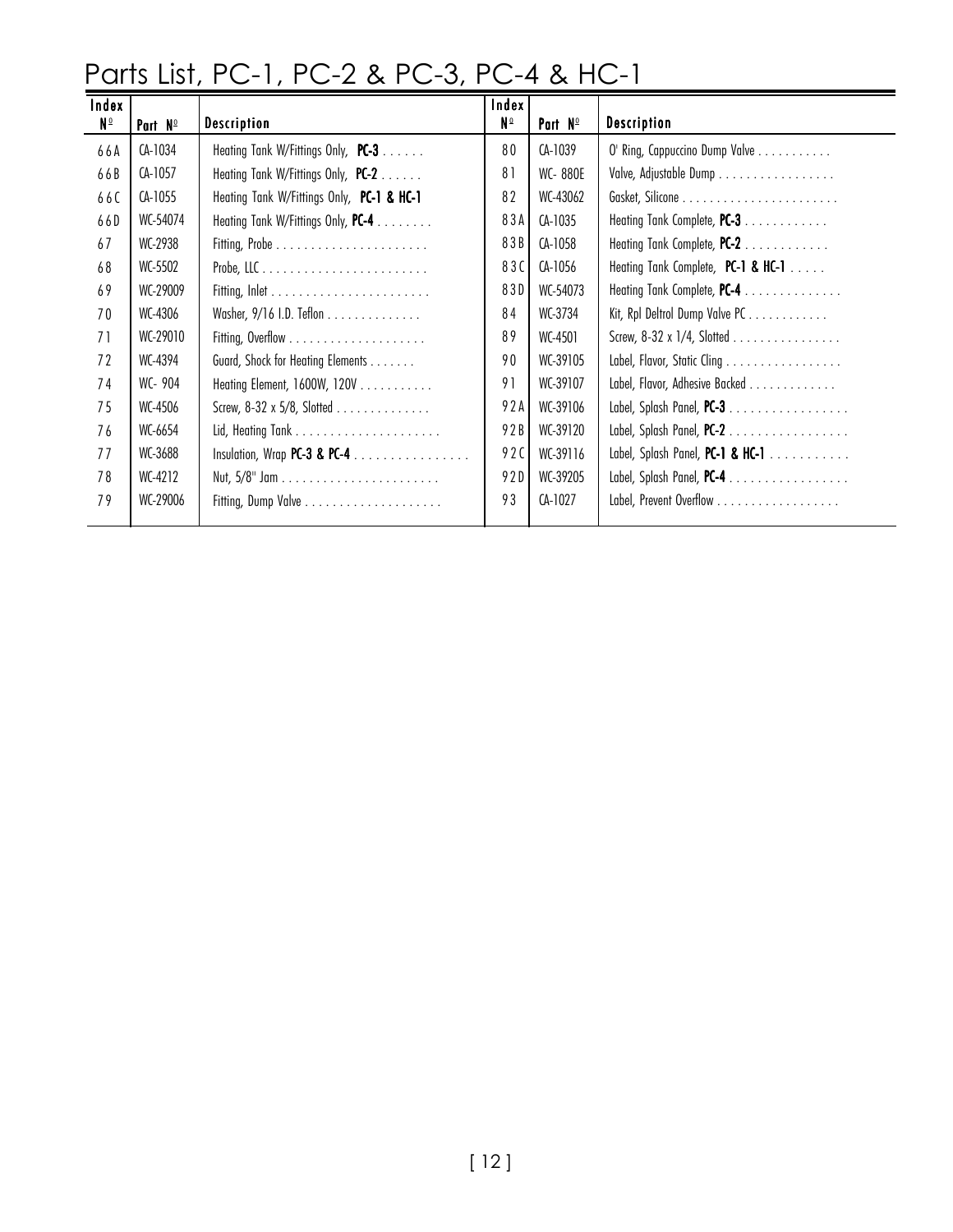# Parts List, PC-1, PC-2 & PC-3, PC-4 & HC-1

| Index Nº | Part Nº | Description | Index Nº | Part Nº | Description |
|---|---|---|---|---|---|
| 66A | CA-1034 | Heating Tank W/Fittings Only, **PC-3** . . . . . . | 80 | CA-1039 | O' Ring, Cappuccino Dump Valve . . . . . . . . . . . |
| 66B | CA-1057 | Heating Tank W/Fittings Only, **PC-2** . . . . . . | 81 | WC- 880E | Valve, Adjustable Dump . . . . . . . . . . . . . . . . . |
| 66C | CA-1055 | Heating Tank W/Fittings Only, **PC-1 & HC-1** | 82 | WC-43062 | Gasket, Silicone . . . . . . . . . . . . . . . . . . . . . . . |
| 66D | WC-54074 | Heating Tank W/Fittings Only, **PC-4** . . . . . . . . | 83A | CA-1035 | Heating Tank Complete, **PC-3** . . . . . . . . . . . . |
| 67 | WC-2938 | Fitting, Probe . . . . . . . . . . . . . . . . . . . . . . | 83B | CA-1058 | Heating Tank Complete, **PC-2** . . . . . . . . . . . . |
| 68 | WC-5502 | Probe, LLC . . . . . . . . . . . . . . . . . . . . . . . . | 83C | CA-1056 | Heating Tank Complete, **PC-1 & HC-1** . . . . . |
| 69 | WC-29009 | Fitting, Inlet . . . . . . . . . . . . . . . . . . . . . . . | 83D | WC-54073 | Heating Tank Complete, **PC-4** . . . . . . . . . . . . . . |
| 70 | WC-4306 | Washer, 9/16 I.D. Teflon . . . . . . . . . . . . . . | 84 | WC-3734 | Kit, Rpl Deltrol Dump Valve PC . . . . . . . . . . . . |
| 71 | WC-29010 | Fitting, Overflow . . . . . . . . . . . . . . . . . . . . | 89 | WC-4501 | Screw, 8-32 x 1/4, Slotted . . . . . . . . . . . . . . . . |
| 72 | WC-4394 | Guard, Shock for Heating Elements . . . . . . . | 90 | WC-39105 | Label, Flavor, Static Cling . . . . . . . . . . . . . . . . . |
| 74 | WC- 904 | Heating Element, 1600W, 120V . . . . . . . . . . . | 91 | WC-39107 | Label, Flavor, Adhesive Backed . . . . . . . . . . . . . |
| 75 | WC-4506 | Screw, 8-32 x 5/8, Slotted . . . . . . . . . . . . . . | 92A | WC-39106 | Label, Splash Panel, **PC-3** . . . . . . . . . . . . . . . . . |
| 76 | WC-6654 | Lid, Heating Tank . . . . . . . . . . . . . . . . . . . . . | 92B | WC-39120 | Label, Splash Panel, **PC-2** . . . . . . . . . . . . . . . . . |
| 77 | WC-3688 | Insulation, Wrap **PC-3 & PC-4** . . . . . . . . . . . . . . . . | 92C | WC-39116 | Label, Splash Panel, **PC-1 & HC-1** . . . . . . . . . . . |
| 78 | WC-4212 | Nut, 5/8" Jam . . . . . . . . . . . . . . . . . . . . . . . | 92D | WC-39205 | Label, Splash Panel, **PC-4** . . . . . . . . . . . . . . . . . |
| 79 | WC-29006 | Fitting, Dump Valve . . . . . . . . . . . . . . . . . . . . | 93 | CA-1027 | Label, Prevent Overflow . . . . . . . . . . . . . . . . . . |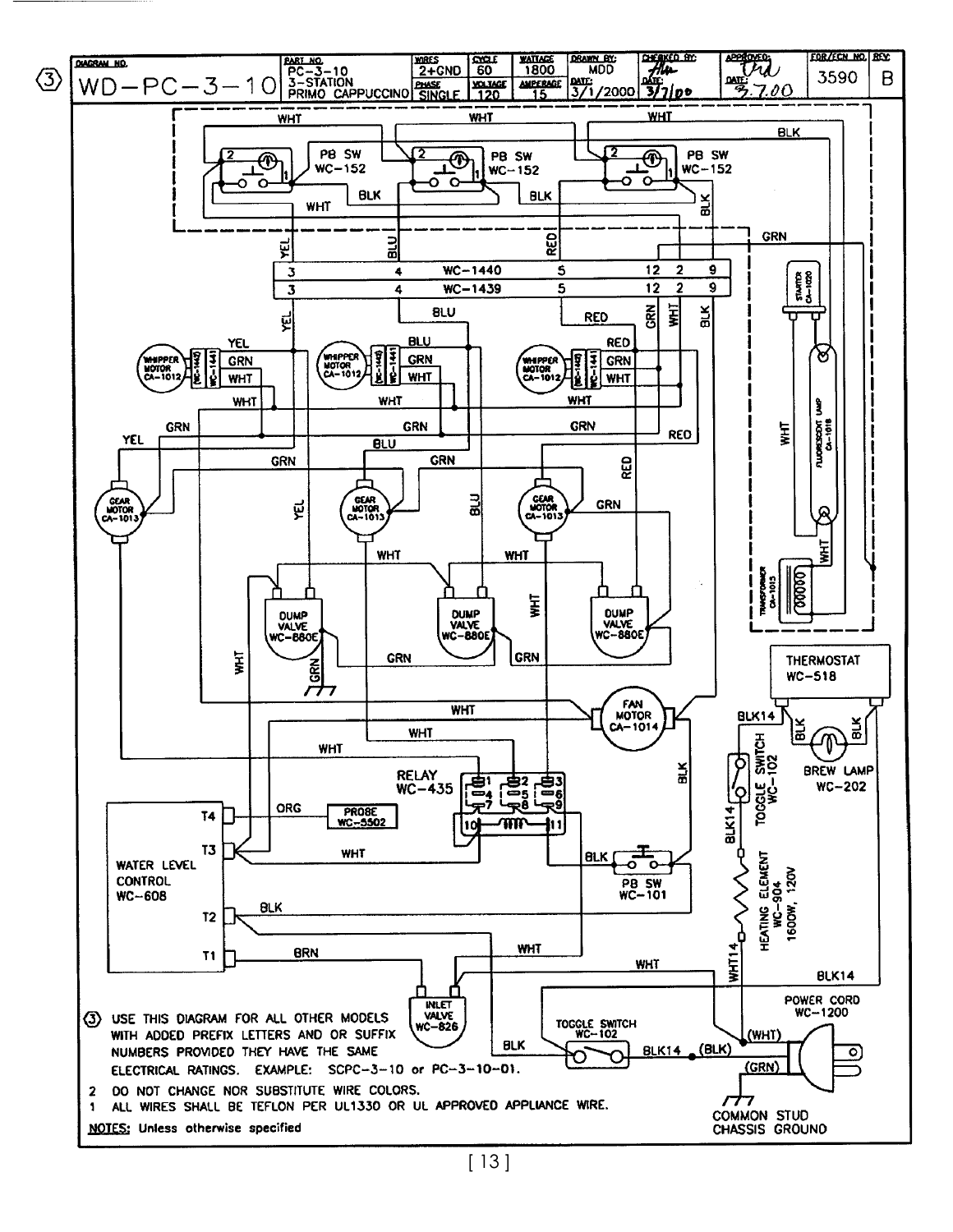| DIAGRAM NO. | PART NO. | WIRES | CYCLE | WATTAGE | DRAWN BY: | CHECKED BY: | APPROVED: | FOR/ECN NO. | REV. |
| --- | --- | --- | --- | --- | --- | --- | --- | --- | --- |
| WD-PC-3-10 | PC-3-10 3-STATION PRIMO CAPPUCCINO | 2+GND | 60 | 1800 | MDD | | | 3590 | B |
| | | PHASE | VOLTAGE | AMPERAGE | DATE: | DATE: | DATE: | | |
| | | SINGLE | 120 | 15 | 3/1/2000 | 3/7/00 | 3.7.00 | | |

③ USE THIS DIAGRAM FOR ALL OTHER MODELS WITH ADDED PREFIX LETTERS AND OR SUFFIX NUMBERS PROVIDED THEY HAVE THE SAME ELECTRICAL RATINGS. EXAMPLE: SCPC-3-10 or PC-3-10-01.

2 DO NOT CHANGE NOR SUBSTITUTE WIRE COLORS.

1 ALL WIRES SHALL BE TEFLON PER UL1330 OR UL APPROVED APPLIANCE WIRE.

NOTES: Unless otherwise specified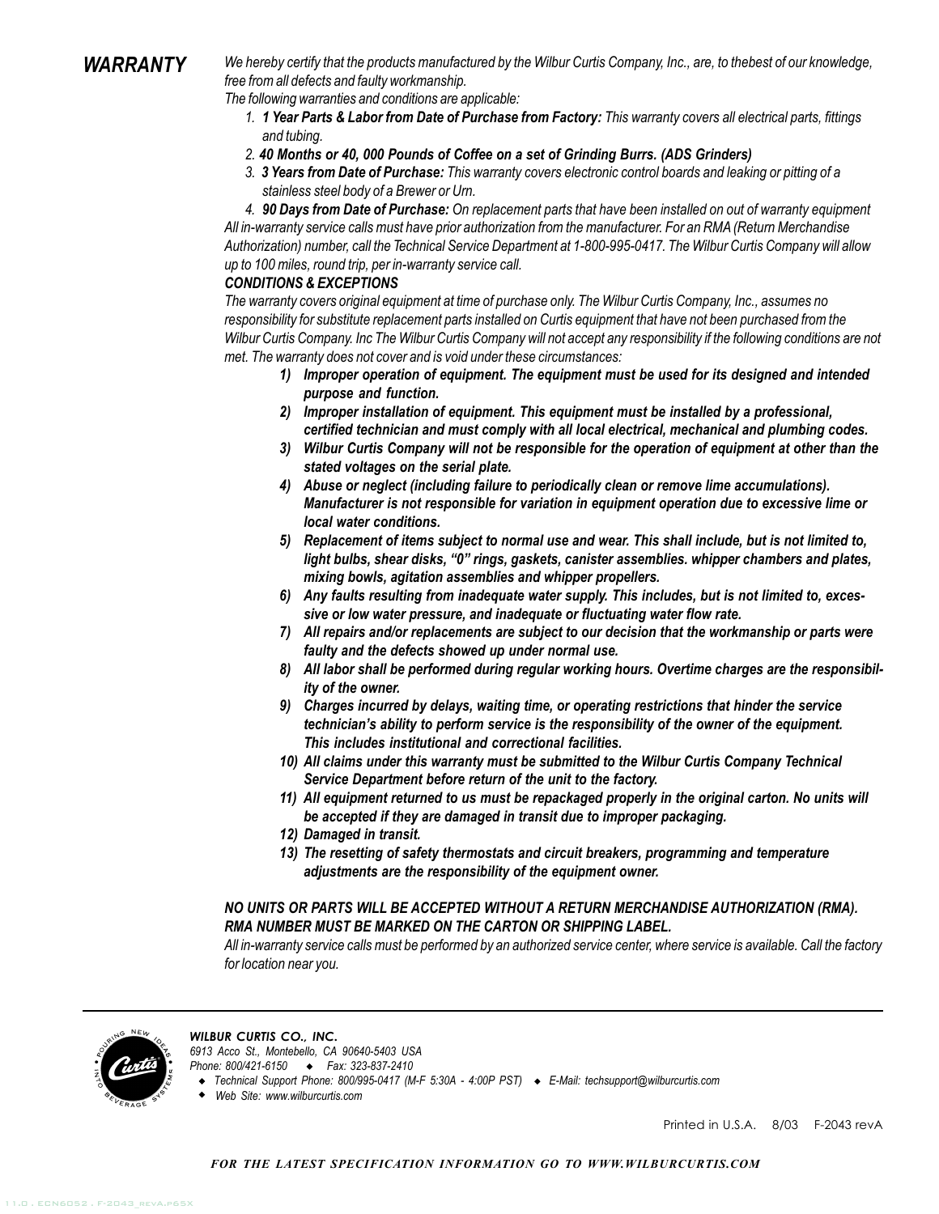## WARRANTY

*We hereby certify that the products manufactured by the Wilbur Curtis Company, Inc., are, to thebest of our knowledge, free from all defects and faulty workmanship.*

*The following warranties and conditions are applicable:*

1. ***1 Year Parts & Labor from Date of Purchase from Factory:*** *This warranty covers all electrical parts, fittings and tubing.*
2. ***40 Months or 40, 000 Pounds of Coffee on a set of Grinding Burrs. (ADS Grinders)***
3. ***3 Years from Date of Purchase:*** *This warranty covers electronic control boards and leaking or pitting of a stainless steel body of a Brewer or Urn.*
4. ***90 Days from Date of Purchase:*** *On replacement parts that have been installed on out of warranty equipment*

*All in-warranty service calls must have prior authorization from the manufacturer. For an RMA (Return Merchandise Authorization) number, call the Technical Service Department at 1-800-995-0417. The Wilbur Curtis Company will allow up to 100 miles, round trip, per in-warranty service call.*

***CONDITIONS & EXCEPTIONS***

*The warranty covers original equipment at time of purchase only. The Wilbur Curtis Company, Inc., assumes no responsibility for substitute replacement parts installed on Curtis equipment that have not been purchased from the Wilbur Curtis Company. Inc The Wilbur Curtis Company will not accept any responsibility if the following conditions are not met. The warranty does not cover and is void under these circumstances:*

1) ***Improper operation of equipment. The equipment must be used for its designed and intended purpose and function.***
2) ***Improper installation of equipment. This equipment must be installed by a professional, certified technician and must comply with all local electrical, mechanical and plumbing codes.***
3) ***Wilbur Curtis Company will not be responsible for the operation of equipment at other than the stated voltages on the serial plate.***
4) ***Abuse or neglect (including failure to periodically clean or remove lime accumulations). Manufacturer is not responsible for variation in equipment operation due to excessive lime or local water conditions.***
5) ***Replacement of items subject to normal use and wear. This shall include, but is not limited to, light bulbs, shear disks, "0" rings, gaskets, canister assemblies. whipper chambers and plates, mixing bowls, agitation assemblies and whipper propellers.***
6) ***Any faults resulting from inadequate water supply. This includes, but is not limited to, excessive or low water pressure, and inadequate or fluctuating water flow rate.***
7) ***All repairs and/or replacements are subject to our decision that the workmanship or parts were faulty and the defects showed up under normal use.***
8) ***All labor shall be performed during regular working hours. Overtime charges are the responsibility of the owner.***
9) ***Charges incurred by delays, waiting time, or operating restrictions that hinder the service technician's ability to perform service is the responsibility of the owner of the equipment. This includes institutional and correctional facilities.***
10) ***All claims under this warranty must be submitted to the Wilbur Curtis Company Technical Service Department before return of the unit to the factory.***
11) ***All equipment returned to us must be repackaged properly in the original carton. No units will be accepted if they are damaged in transit due to improper packaging.***
12) ***Damaged in transit.***
13) ***The resetting of safety thermostats and circuit breakers, programming and temperature adjustments are the responsibility of the equipment owner.***

***NO UNITS OR PARTS WILL BE ACCEPTED WITHOUT A RETURN MERCHANDISE AUTHORIZATION (RMA). RMA NUMBER MUST BE MARKED ON THE CARTON OR SHIPPING LABEL.***

*All in-warranty service calls must be performed by an authorized service center, where service is available. Call the factory for location near you.*

---

***WILBUR CURTIS CO., INC.***
*6913 Acco St., Montebello, CA 90640-5403 USA*
*Phone: 800/421-6150 ◆ Fax: 323-837-2410*
- *Technical Support Phone: 800/995-0417 (M-F 5:30A - 4:00P PST) ◆ E-Mail: techsupport@wilburcurtis.com*
- *Web Site: www.wilburcurtis.com*

Printed in U.S.A. 8/03 F-2043 revA

*FOR THE LATEST SPECIFICATION INFORMATION GO TO WWW.WILBURCURTIS.COM*